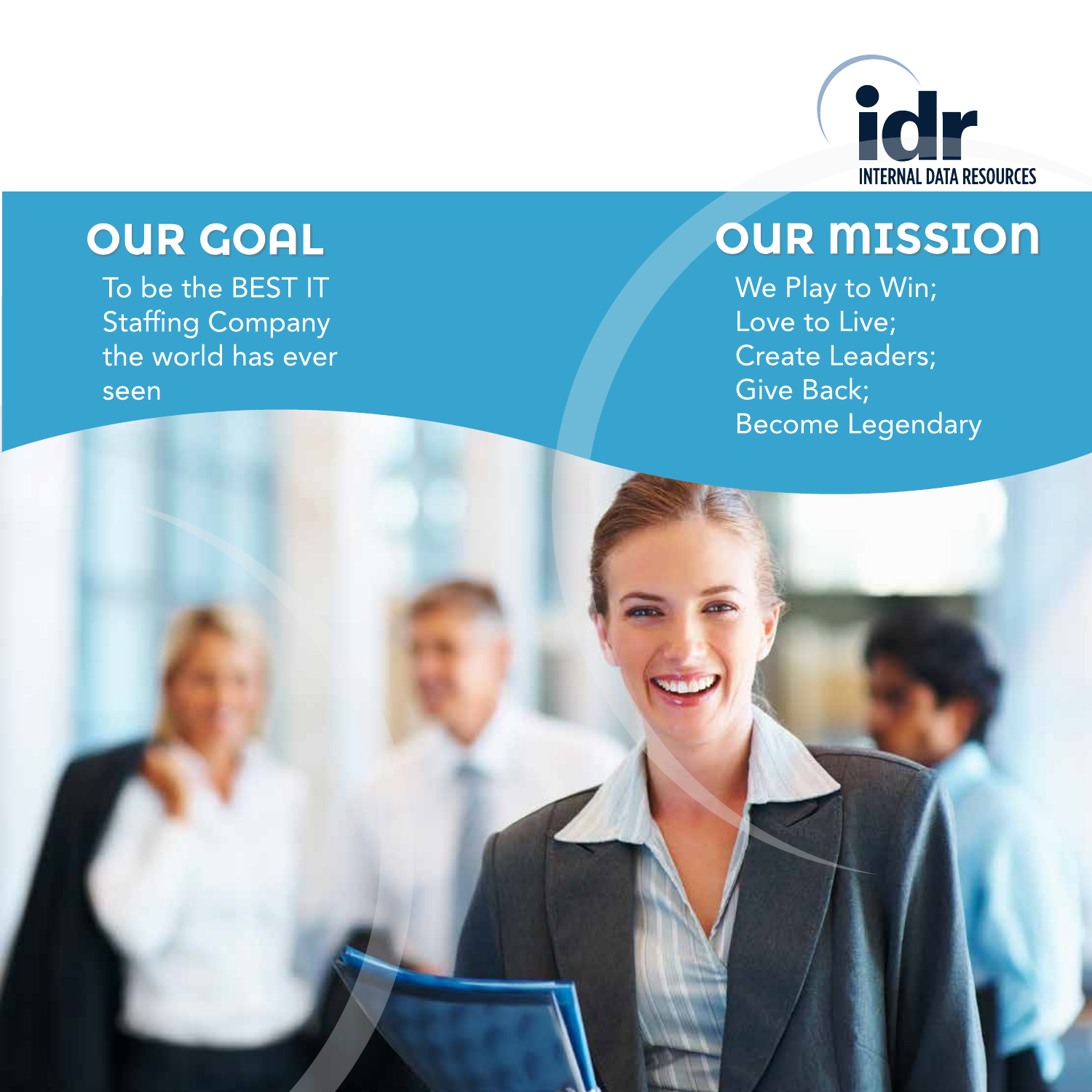idr

INTERNAL DATA RESOURCES

## OUR GOAL

To be the BEST IT Staffing Company the world has ever seen

## OUR MISSION

We Play to Win;
Love to Live;
Create Leaders;
Give Back;
Become Legendary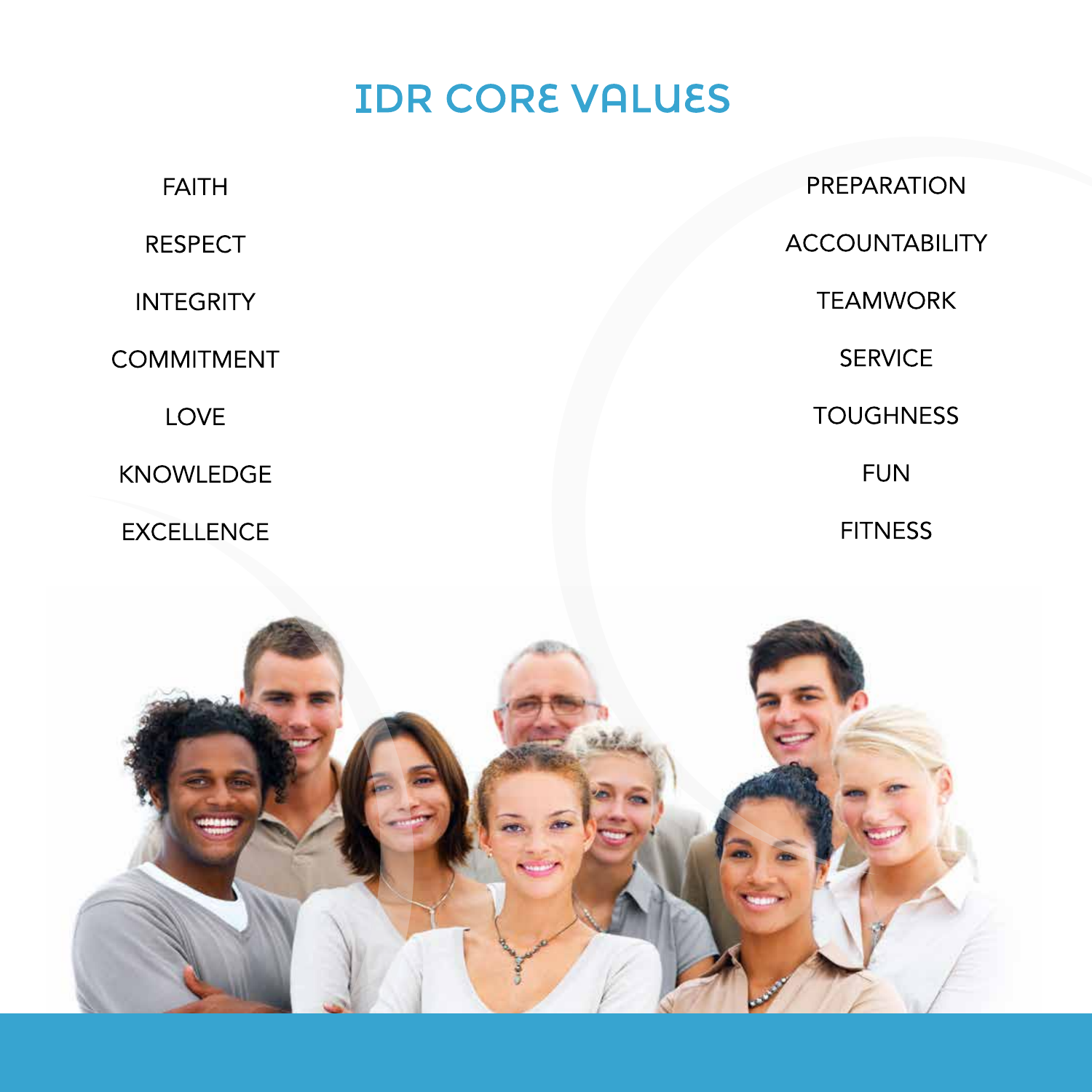# IDR CORE VALUES

- FAITH
- RESPECT
- INTEGRITY
- COMMITMENT
- LOVE
- KNOWLEDGE
- EXCELLENCE
- PREPARATION
- ACCOUNTABILITY
- TEAMWORK
- SERVICE
- TOUGHNESS
- FUN
- FITNESS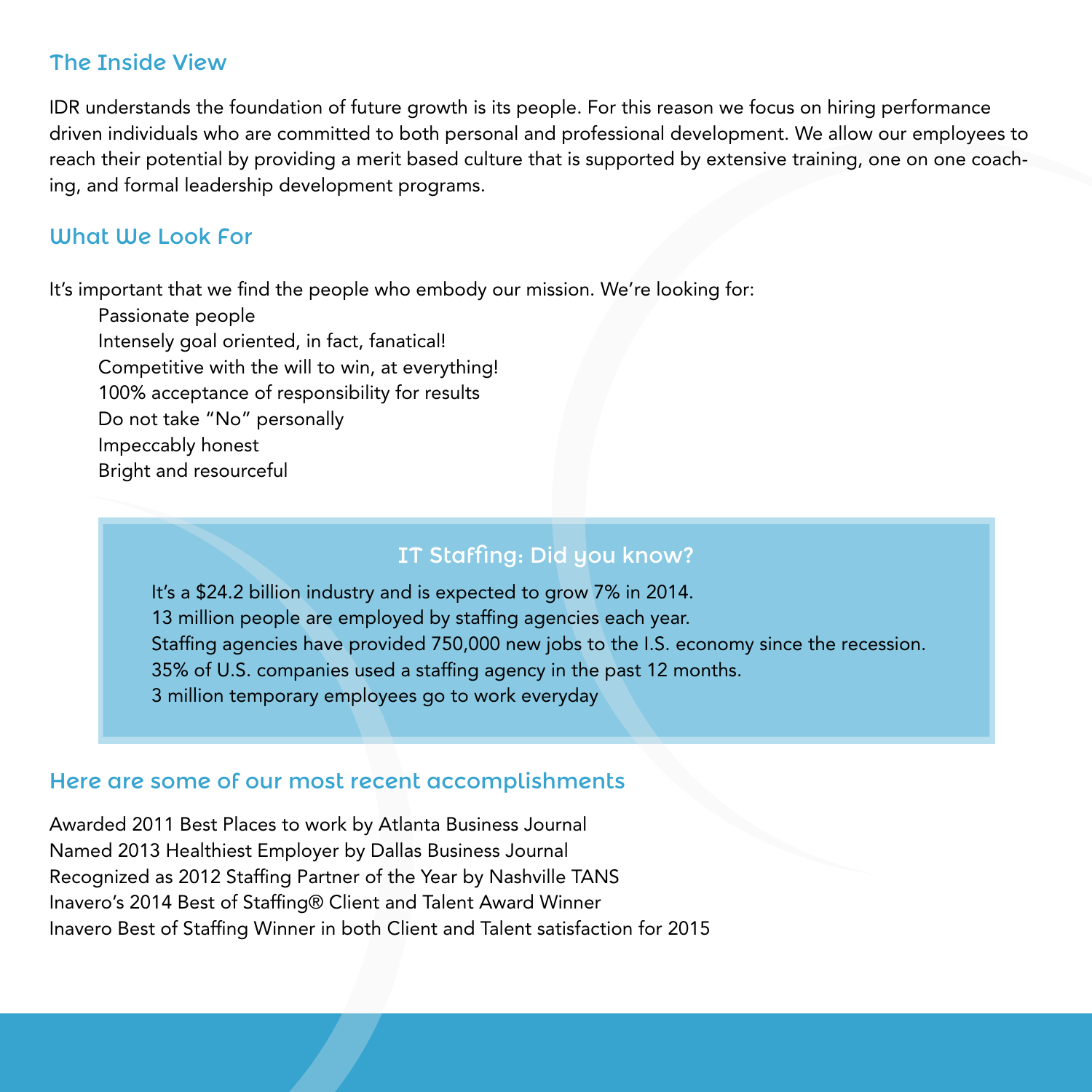## The Inside View

IDR understands the foundation of future growth is its people. For this reason we focus on hiring performance driven individuals who are committed to both personal and professional development. We allow our employees to reach their potential by providing a merit based culture that is supported by extensive training, one on one coaching, and formal leadership development programs.

## What We Look For

It's important that we find the people who embody our mission. We're looking for:

- Passionate people
- Intensely goal oriented, in fact, fanatical!
- Competitive with the will to win, at everything!
- 100% acceptance of responsibility for results
- Do not take "No" personally
- Impeccably honest
- Bright and resourceful

### IT Staffing: Did you know?

- It's a $24.2 billion industry and is expected to grow 7% in 2014.
- 13 million people are employed by staffing agencies each year.
- Staffing agencies have provided 750,000 new jobs to the I.S. economy since the recession.
- 35% of U.S. companies used a staffing agency in the past 12 months.
- 3 million temporary employees go to work everyday

## Here are some of our most recent accomplishments

- Awarded 2011 Best Places to work by Atlanta Business Journal
- Named 2013 Healthiest Employer by Dallas Business Journal
- Recognized as 2012 Staffing Partner of the Year by Nashville TANS
- Inavero's 2014 Best of Staffing® Client and Talent Award Winner
- Inavero Best of Staffing Winner in both Client and Talent satisfaction for 2015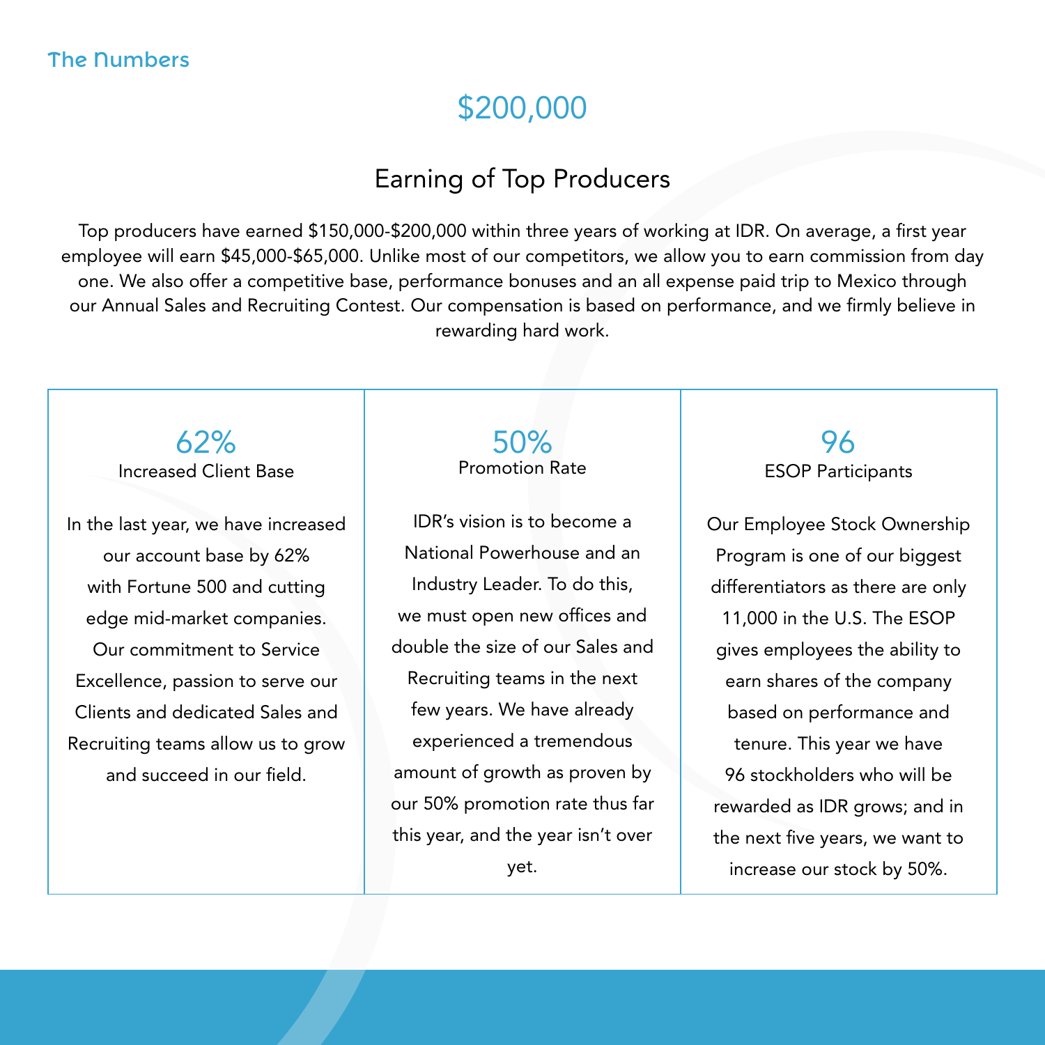## The Numbers

# $200,000

## Earning of Top Producers

Top producers have earned $150,000-$200,000 within three years of working at IDR. On average, a first year employee will earn $45,000-$65,000. Unlike most of our competitors, we allow you to earn commission from day one. We also offer a competitive base, performance bonuses and an all expense paid trip to Mexico through our Annual Sales and Recruiting Contest. Our compensation is based on performance, and we firmly believe in rewarding hard work.

### 62%
**Increased Client Base**

In the last year, we have increased our account base by 62% with Fortune 500 and cutting edge mid-market companies. Our commitment to Service Excellence, passion to serve our Clients and dedicated Sales and Recruiting teams allow us to grow and succeed in our field.

### 50%
**Promotion Rate**

IDR's vision is to become a National Powerhouse and an Industry Leader. To do this, we must open new offices and double the size of our Sales and Recruiting teams in the next few years. We have already experienced a tremendous amount of growth as proven by our 50% promotion rate thus far this year, and the year isn't over yet.

### 96
**ESOP Participants**

Our Employee Stock Ownership Program is one of our biggest differentiators as there are only 11,000 in the U.S. The ESOP gives employees the ability to earn shares of the company based on performance and tenure. This year we have 96 stockholders who will be rewarded as IDR grows; and in the next five years, we want to increase our stock by 50%.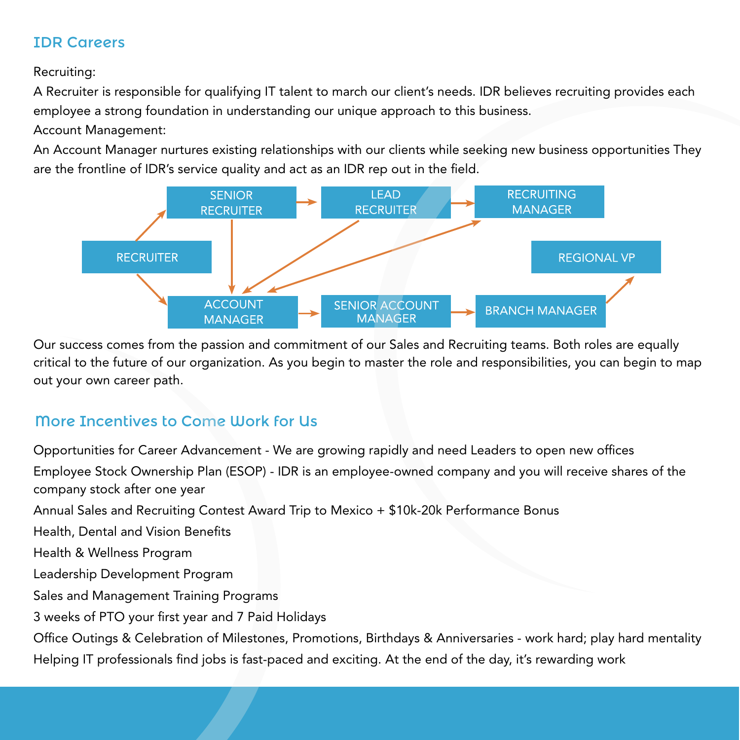## IDR Careers

Recruiting:

A Recruiter is responsible for qualifying IT talent to march our client's needs. IDR believes recruiting provides each employee a strong foundation in understanding our unique approach to this business.

Account Management:

An Account Manager nurtures existing relationships with our clients while seeking new business opportunities They are the frontline of IDR's service quality and act as an IDR rep out in the field.

SENIOR RECRUITER

LEAD RECRUITER

RECRUITING MANAGER

RECRUITER

REGIONAL VP

ACCOUNT MANAGER

SENIOR ACCOUNT MANAGER

BRANCH MANAGER

Our success comes from the passion and commitment of our Sales and Recruiting teams. Both roles are equally critical to the future of our organization. As you begin to master the role and responsibilities, you can begin to map out your own career path.

## More Incentives to Come Work for Us

Opportunities for Career Advancement - We are growing rapidly and need Leaders to open new offices

Employee Stock Ownership Plan (ESOP) - IDR is an employee-owned company and you will receive shares of the company stock after one year

Annual Sales and Recruiting Contest Award Trip to Mexico + $10k-20k Performance Bonus

Health, Dental and Vision Benefits

Health & Wellness Program

Leadership Development Program

Sales and Management Training Programs

3 weeks of PTO your first year and 7 Paid Holidays

Office Outings & Celebration of Milestones, Promotions, Birthdays & Anniversaries - work hard; play hard mentality

Helping IT professionals find jobs is fast-paced and exciting. At the end of the day, it's rewarding work